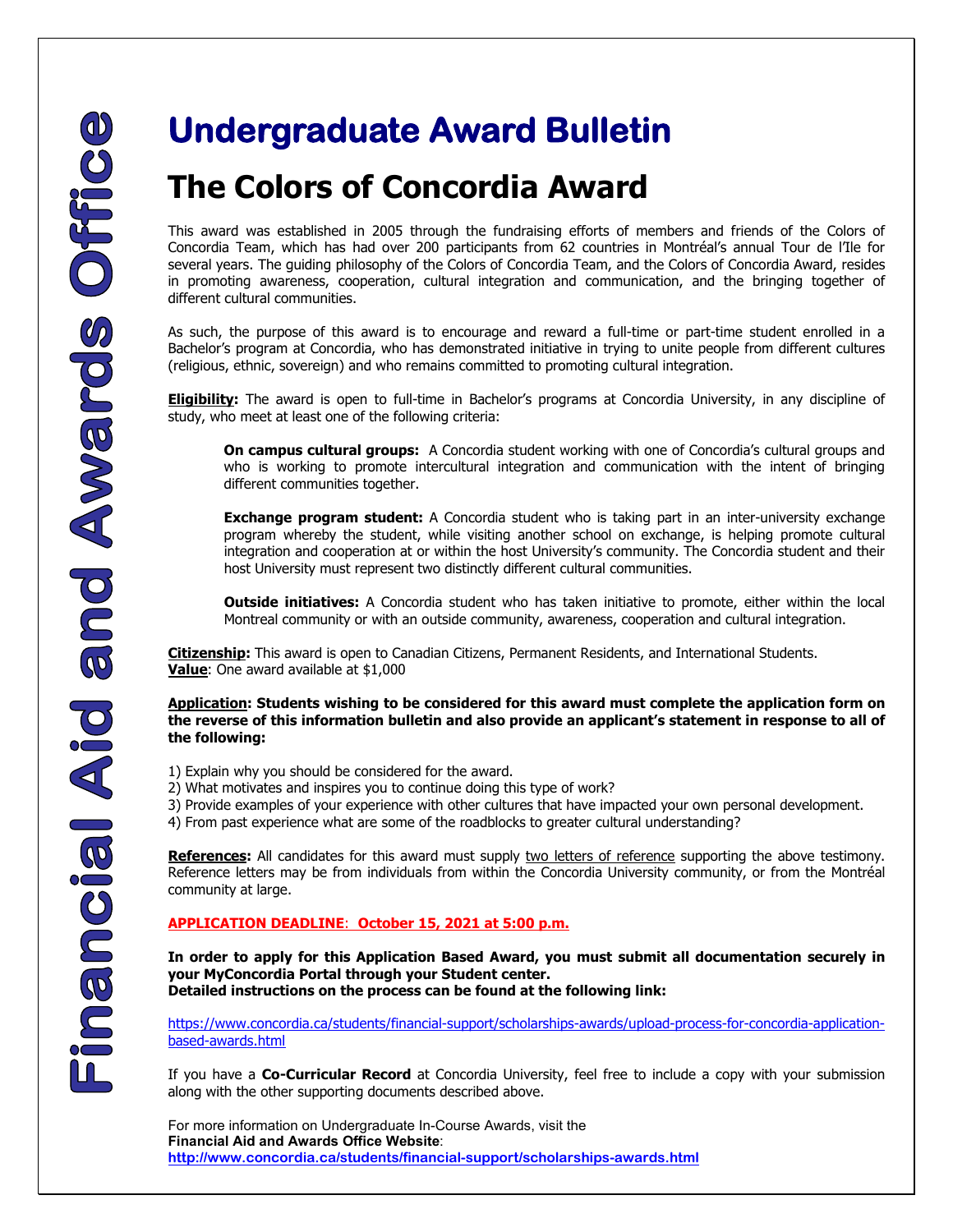Financial Aid and Awards Office

# Undergraduate Award Bulletin

# The Colors of Concordia Award

This award was established in 2005 through the fundraising efforts of members and friends of the Colors of Concordia Team, which has had over 200 participants from 62 countries in Montréal's annual Tour de l'Ile for several years. The guiding philosophy of the Colors of Concordia Team, and the Colors of Concordia Award, resides in promoting awareness, cooperation, cultural integration and communication, and the bringing together of different cultural communities.

As such, the purpose of this award is to encourage and reward a full-time or part-time student enrolled in a Bachelor's program at Concordia, who has demonstrated initiative in trying to unite people from different cultures (religious, ethnic, sovereign) and who remains committed to promoting cultural integration.

**Eligibility:** The award is open to full-time in Bachelor's programs at Concordia University, in any discipline of study, who meet at least one of the following criteria:

> **On campus cultural groups:** A Concordia student working with one of Concordia's cultural groups and who is working to promote intercultural integration and communication with the intent of bringing different communities together.
>
> **Exchange program student:** A Concordia student who is taking part in an inter-university exchange program whereby the student, while visiting another school on exchange, is helping promote cultural integration and cooperation at or within the host University's community. The Concordia student and their host University must represent two distinctly different cultural communities.
>
> **Outside initiatives:** A Concordia student who has taken initiative to promote, either within the local Montreal community or with an outside community, awareness, cooperation and cultural integration.

**Citizenship:** This award is open to Canadian Citizens, Permanent Residents, and International Students.
**Value**: One award available at $1,000

**Application: Students wishing to be considered for this award must complete the application form on the reverse of this information bulletin and also provide an applicant's statement in response to all of the following:**

1) Explain why you should be considered for the award.
2) What motivates and inspires you to continue doing this type of work?
3) Provide examples of your experience with other cultures that have impacted your own personal development.
4) From past experience what are some of the roadblocks to greater cultural understanding?

**References:** All candidates for this award must supply two letters of reference supporting the above testimony. Reference letters may be from individuals from within the Concordia University community, or from the Montréal community at large.

**APPLICATION DEADLINE: October 15, 2021 at 5:00 p.m.**

**In order to apply for this Application Based Award, you must submit all documentation securely in your MyConcordia Portal through your Student center.**
**Detailed instructions on the process can be found at the following link:**

https://www.concordia.ca/students/financial-support/scholarships-awards/upload-process-for-concordia-application-based-awards.html

If you have a **Co-Curricular Record** at Concordia University, feel free to include a copy with your submission along with the other supporting documents described above.

For more information on Undergraduate In-Course Awards, visit the
**Financial Aid and Awards Office Website**:
**http://www.concordia.ca/students/financial-support/scholarships-awards.html**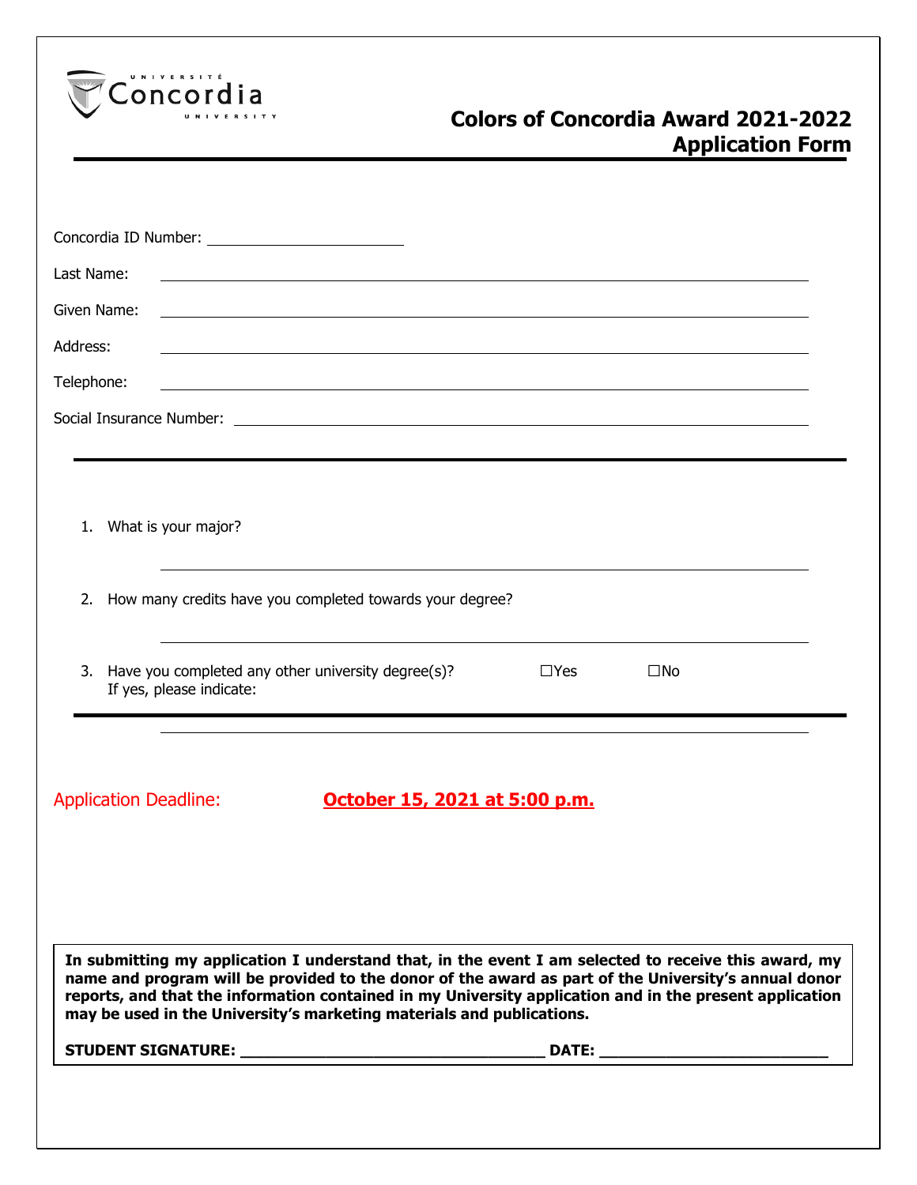Université Concordia University

# Colors of Concordia Award 2021-2022
## Application Form

Concordia ID Number: ______________________

Last Name: ______________________________________________

Given Name: ______________________________________________

Address: ______________________________________________

Telephone: ______________________________________________

Social Insurance Number: ______________________________________________

---

1. What is your major?

   ______________________________________________

2. How many credits have you completed towards your degree?

   ______________________________________________

3. Have you completed any other university degree(s)? ☐Yes ☐No
   If yes, please indicate:

---

______________________________________________

Application Deadline: **October 15, 2021 at 5:00 p.m.**

**In submitting my application I understand that, in the event I am selected to receive this award, my name and program will be provided to the donor of the award as part of the University's annual donor reports, and that the information contained in my University application and in the present application may be used in the University's marketing materials and publications.**

**STUDENT SIGNATURE: ______________________________ DATE: ______________________**